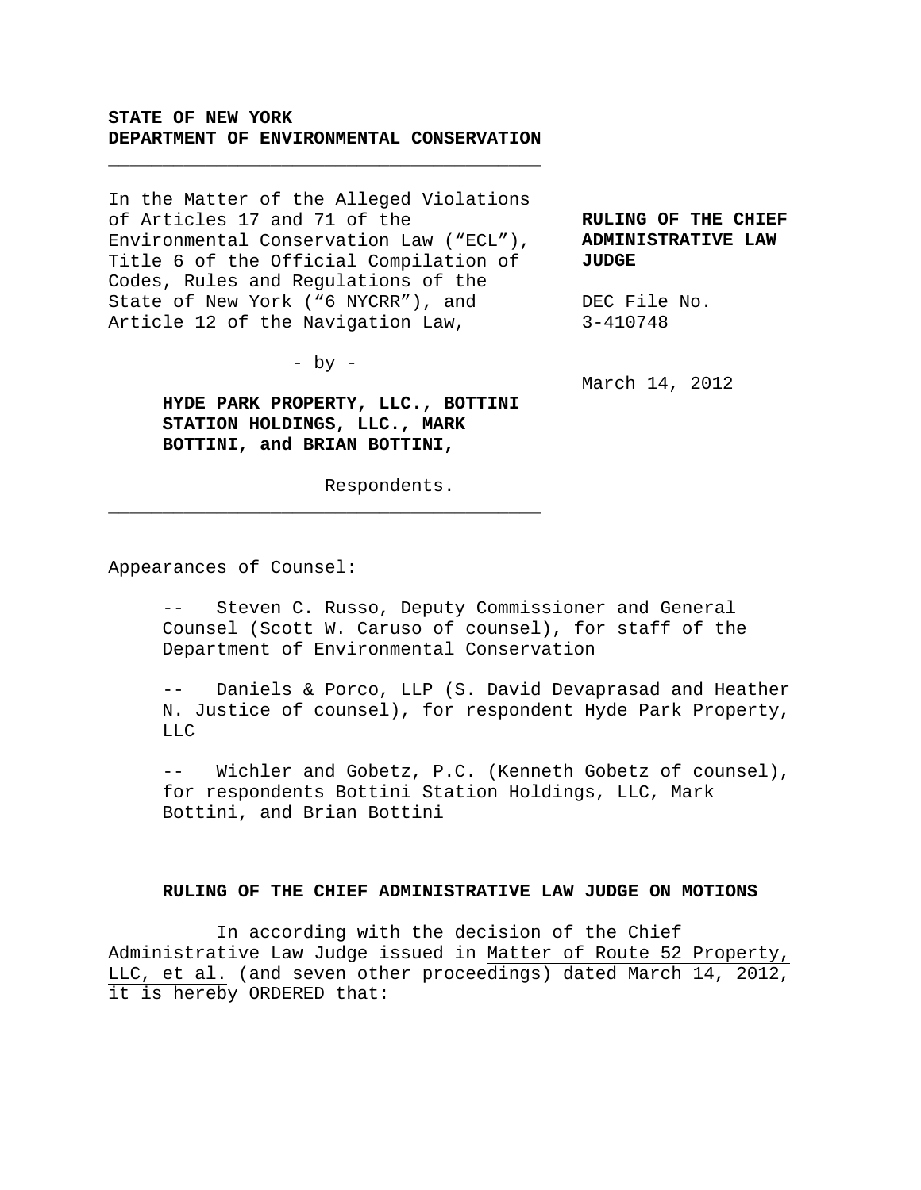**STATE OF NEW YORK**
**DEPARTMENT OF ENVIRONMENTAL CONSERVATION**

---

In the Matter of the Alleged Violations of Articles 17 and 71 of the Environmental Conservation Law ("ECL"), Title 6 of the Official Compilation of Codes, Rules and Regulations of the State of New York ("6 NYCRR"), and Article 12 of the Navigation Law,

\- by -

**HYDE PARK PROPERTY, LLC., BOTTINI STATION HOLDINGS, LLC., MARK BOTTINI, and BRIAN BOTTINI,**

Respondents.

---

**RULING OF THE CHIEF ADMINISTRATIVE LAW JUDGE**

DEC File No. 3-410748

March 14, 2012

Appearances of Counsel:

-- Steven C. Russo, Deputy Commissioner and General Counsel (Scott W. Caruso of counsel), for staff of the Department of Environmental Conservation

-- Daniels & Porco, LLP (S. David Devaprasad and Heather N. Justice of counsel), for respondent Hyde Park Property, LLC

-- Wichler and Gobetz, P.C. (Kenneth Gobetz of counsel), for respondents Bottini Station Holdings, LLC, Mark Bottini, and Brian Bottini

**RULING OF THE CHIEF ADMINISTRATIVE LAW JUDGE ON MOTIONS**

In according with the decision of the Chief Administrative Law Judge issued in Matter of Route 52 Property, LLC, et al. (and seven other proceedings) dated March 14, 2012, it is hereby ORDERED that: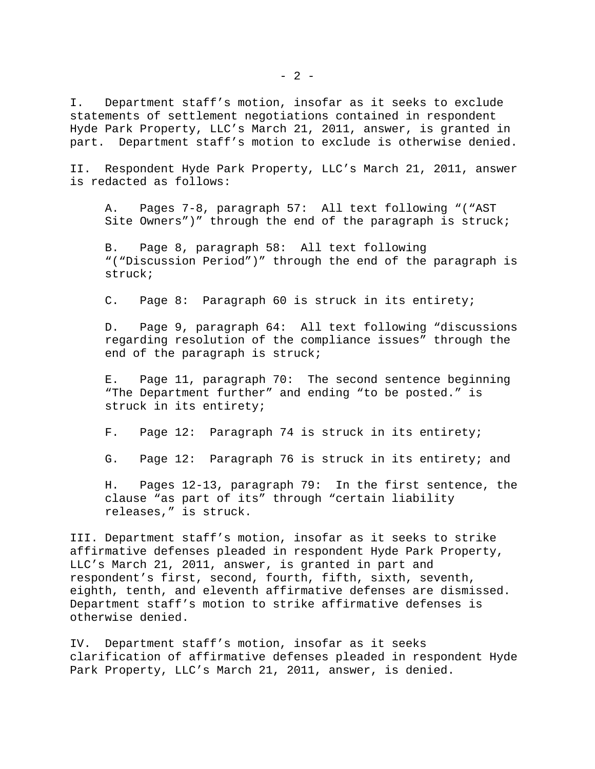I. Department staff’s motion, insofar as it seeks to exclude statements of settlement negotiations contained in respondent Hyde Park Property, LLC’s March 21, 2011, answer, is granted in part. Department staff’s motion to exclude is otherwise denied.

II. Respondent Hyde Park Property, LLC’s March 21, 2011, answer is redacted as follows:

> A. Pages 7-8, paragraph 57: All text following “(“AST Site Owners”)” through the end of the paragraph is struck;
>
> B. Page 8, paragraph 58: All text following “(“Discussion Period”)” through the end of the paragraph is struck;
>
> C. Page 8: Paragraph 60 is struck in its entirety;
>
> D. Page 9, paragraph 64: All text following “discussions regarding resolution of the compliance issues” through the end of the paragraph is struck;
>
> E. Page 11, paragraph 70: The second sentence beginning “The Department further” and ending “to be posted.” is struck in its entirety;
>
> F. Page 12: Paragraph 74 is struck in its entirety;
>
> G. Page 12: Paragraph 76 is struck in its entirety; and
>
> H. Pages 12-13, paragraph 79: In the first sentence, the clause “as part of its” through “certain liability releases,” is struck.

III. Department staff’s motion, insofar as it seeks to strike affirmative defenses pleaded in respondent Hyde Park Property, LLC’s March 21, 2011, answer, is granted in part and respondent’s first, second, fourth, fifth, sixth, seventh, eighth, tenth, and eleventh affirmative defenses are dismissed. Department staff’s motion to strike affirmative defenses is otherwise denied.

IV. Department staff’s motion, insofar as it seeks clarification of affirmative defenses pleaded in respondent Hyde Park Property, LLC’s March 21, 2011, answer, is denied.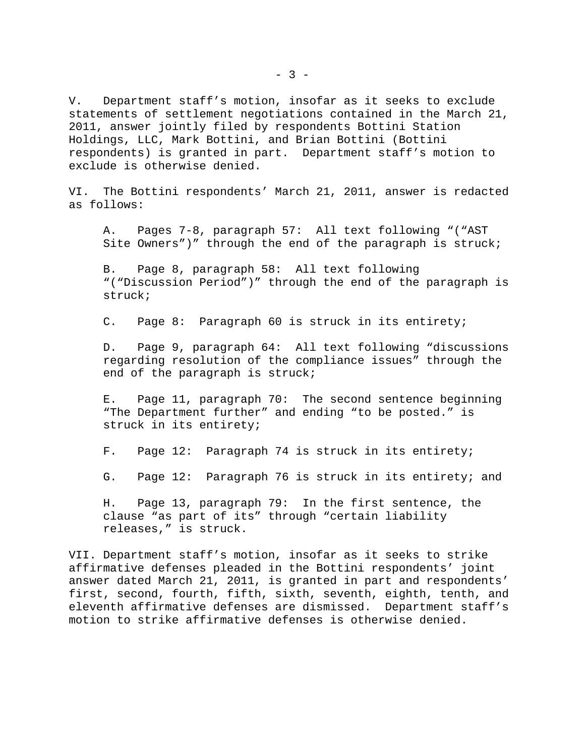V. Department staff’s motion, insofar as it seeks to exclude statements of settlement negotiations contained in the March 21, 2011, answer jointly filed by respondents Bottini Station Holdings, LLC, Mark Bottini, and Brian Bottini (Bottini respondents) is granted in part. Department staff’s motion to exclude is otherwise denied.

VI. The Bottini respondents’ March 21, 2011, answer is redacted as follows:

A. Pages 7-8, paragraph 57: All text following “(“AST Site Owners”)” through the end of the paragraph is struck;

B. Page 8, paragraph 58: All text following “(“Discussion Period”)” through the end of the paragraph is struck;

C. Page 8: Paragraph 60 is struck in its entirety;

D. Page 9, paragraph 64: All text following “discussions regarding resolution of the compliance issues” through the end of the paragraph is struck;

E. Page 11, paragraph 70: The second sentence beginning “The Department further” and ending “to be posted.” is struck in its entirety;

F. Page 12: Paragraph 74 is struck in its entirety;

G. Page 12: Paragraph 76 is struck in its entirety; and

H. Page 13, paragraph 79: In the first sentence, the clause “as part of its” through “certain liability releases,” is struck.

VII. Department staff’s motion, insofar as it seeks to strike affirmative defenses pleaded in the Bottini respondents’ joint answer dated March 21, 2011, is granted in part and respondents’ first, second, fourth, fifth, sixth, seventh, eighth, tenth, and eleventh affirmative defenses are dismissed. Department staff’s motion to strike affirmative defenses is otherwise denied.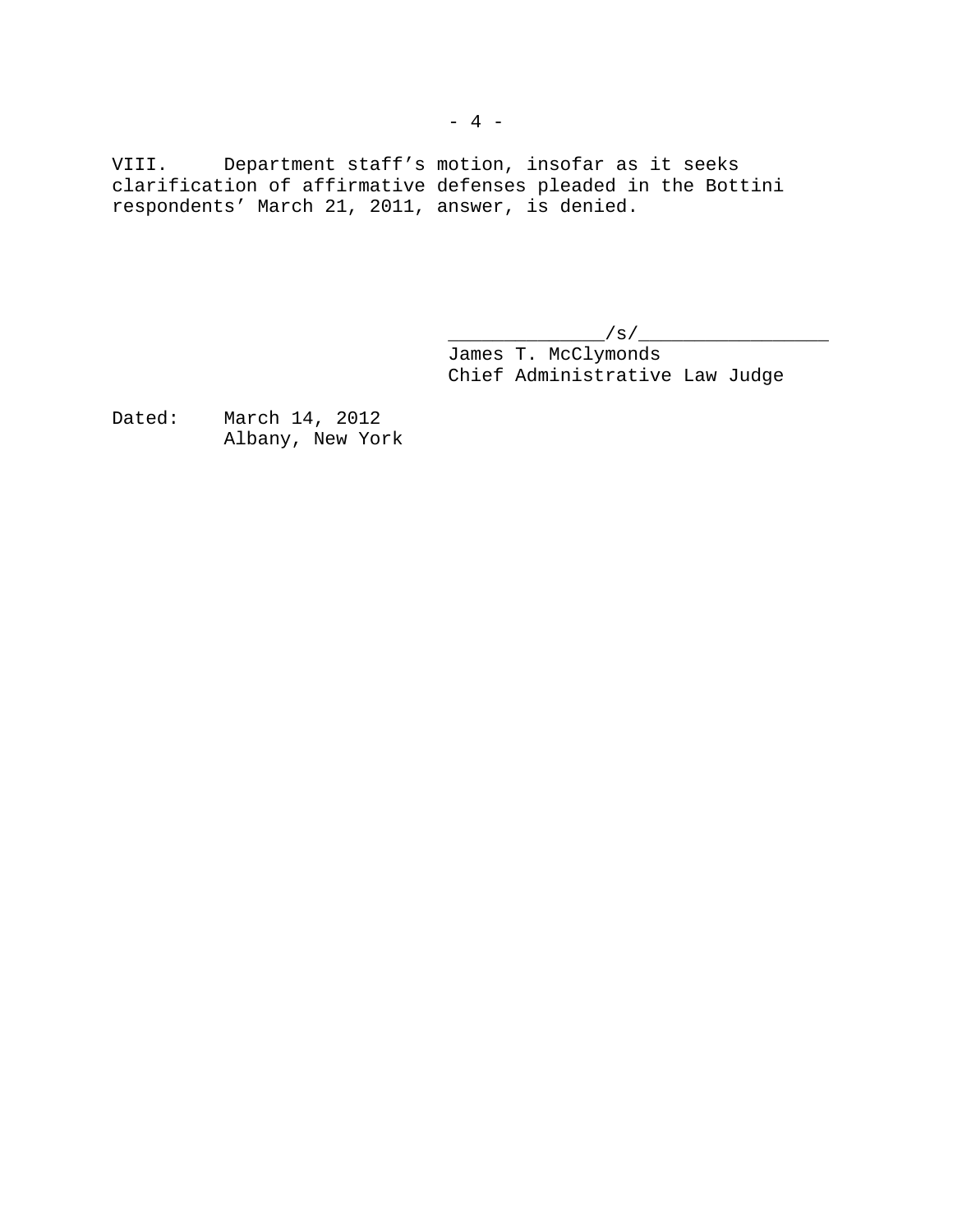VIII. Department staff's motion, insofar as it seeks clarification of affirmative defenses pleaded in the Bottini respondents' March 21, 2011, answer, is denied.

\_\_\_\_\_\_\_\_\_\_\_\_\_\_/s/\_\_\_\_\_\_\_\_\_\_\_\_\_\_\_\_\_
James T. McClymonds
Chief Administrative Law Judge

Dated: March 14, 2012
Albany, New York